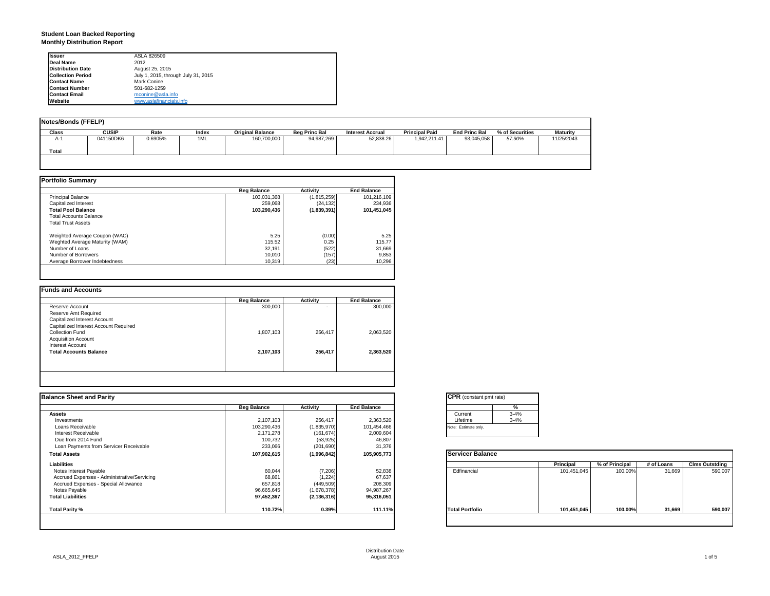# Student Loan Backed Reporting
## Monthly Distribution Report

| | |
|---|---|
| **Issuer** | ASLA 826509 |
| **Deal Name** | 2012 |
| **Distribution Date** | August 25, 2015 |
| **Collection Period** | July 1, 2015, through July 31, 2015 |
| **Contact Name** | Mark Conine |
| **Contact Number** | 501-682-1259 |
| **Contact Email** | mconine@asla.info |
| **Website** | www.aslafinancials.info |

### Notes/Bonds (FFELP)

| Class | CUSIP | Rate | Index | Original Balance | Beg Princ Bal | Interest Accrual | Principal Paid | End Princ Bal | % of Securities | Maturity |
|---|---|---|---|---|---|---|---|---|---|---|
| A-1 | 041150DK6 | 0.6905% | 1ML | 160,700,000 | 94,987,269 | 52,838.26 | 1,942,211.41 | 93,045,058 | 57.90% | 11/25/2043 |
| **Total** | | | | | | | | | | |

### Portfolio Summary

| | Beg Balance | Activity | End Balance |
|---|---|---|---|
| Principal Balance | 103,031,368 | (1,815,259) | 101,216,109 |
| Capitalized Interest | 259,068 | (24,132) | 234,936 |
| **Total Pool Balance** | **103,290,436** | **(1,839,391)** | **101,451,045** |
| Total Accounts Balance | | | |
| Total Trust Assets | | | |
| Weighted Average Coupon (WAC) | 5.25 | (0.00) | 5.25 |
| Weghted Average Maturity (WAM) | 115.52 | 0.25 | 115.77 |
| Number of Loans | 32,191 | (522) | 31,669 |
| Number of Borrowers | 10,010 | (157) | 9,853 |
| Average Borrower Indebtedness | 10,319 | (23) | 10,296 |

### Funds and Accounts

| | Beg Balance | Activity | End Balance |
|---|---|---|---|
| Reserve Account | 300,000 | - | 300,000 |
| Reserve Amt Required | | | |
| Capitalized Interest Account | | | |
| Capitalized Interest Account Required | | | |
| Collection Fund | 1,807,103 | 256,417 | 2,063,520 |
| Acquisition Account | | | |
| Interest Account | | | |
| **Total Accounts Balance** | **2,107,103** | **256,417** | **2,363,520** |

### Balance Sheet and Parity

| | Beg Balance | Activity | End Balance |
|---|---|---|---|
| **Assets** | | | |
| Investments | 2,107,103 | 256,417 | 2,363,520 |
| Loans Receivable | 103,290,436 | (1,835,970) | 101,454,466 |
| Interest Receivable | 2,171,278 | (161,674) | 2,009,604 |
| Due from 2014 Fund | 100,732 | (53,925) | 46,807 |
| Loan Payments from Servicer Receivable | 233,066 | (201,690) | 31,376 |
| **Total Assets** | **107,902,615** | **(1,996,842)** | **105,905,773** |
| **Liabilities** | | | |
| Notes Interest Payable | 60,044 | (7,206) | 52,838 |
| Accrued Expenses - Administrative/Servicing | 68,861 | (1,224) | 67,637 |
| Accrued Expenses - Special Allowance | 657,818 | (449,509) | 208,309 |
| Notes Payable | 96,665,645 | (1,678,378) | 94,987,267 |
| **Total Liabilities** | **97,452,367** | **(2,136,316)** | **95,316,051** |
| **Total Parity %** | **110.72%** | **0.39%** | **111.11%** |

### CPR (constant pmt rate)

| | % |
|---|---|
| Current | 3-4% |
| Lifetime | 3-4% |

Note: Estimate only.

### Servicer Balance

| | Principal | % of Principal | # of Loans | Clms Outstding |
|---|---|---|---|---|
| Edfinancial | 101,451,045 | 100.00% | 31,669 | 590,007 |
| **Total Portfolio** | **101,451,045** | **100.00%** | **31,669** | **590,007** |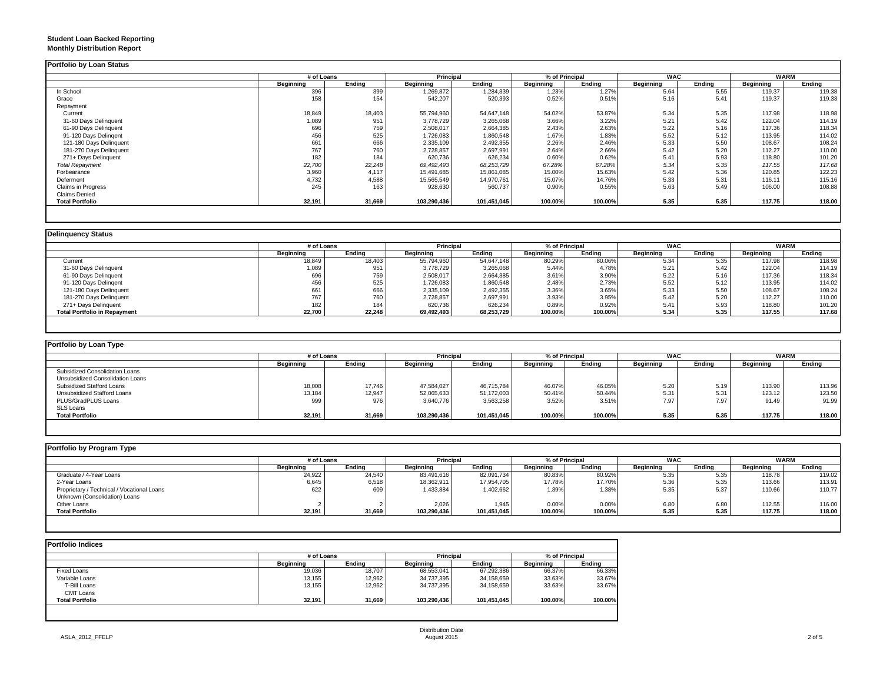**Student Loan Backed Reporting**
**Monthly Distribution Report**

## Portfolio by Loan Status

| | # of Loans | | Principal | | % of Principal | | WAC | | WARM | |
|---|---|---|---|---|---|---|---|---|---|---|
| | Beginning | Ending | Beginning | Ending | Beginning | Ending | Beginning | Ending | Beginning | Ending |
| In School | 396 | 399 | 1,269,872 | 1,284,339 | 1.23% | 1.27% | 5.64 | 5.55 | 119.37 | 119.38 |
| Grace | 158 | 154 | 542,207 | 520,393 | 0.52% | 0.51% | 5.16 | 5.41 | 119.37 | 119.33 |
| Repayment | | | | | | | | | | |
| Current | 18,849 | 18,403 | 55,794,960 | 54,647,148 | 54.02% | 53.87% | 5.34 | 5.35 | 117.98 | 118.98 |
| 31-60 Days Delinquent | 1,089 | 951 | 3,778,729 | 3,265,068 | 3.66% | 3.22% | 5.21 | 5.42 | 122.04 | 114.19 |
| 61-90 Days Delinquent | 696 | 759 | 2,508,017 | 2,664,385 | 2.43% | 2.63% | 5.22 | 5.16 | 117.36 | 118.34 |
| 91-120 Days Delingent | 456 | 525 | 1,726,083 | 1,860,548 | 1.67% | 1.83% | 5.52 | 5.12 | 113.95 | 114.02 |
| 121-180 Days Delinquent | 661 | 666 | 2,335,109 | 2,492,355 | 2.26% | 2.46% | 5.33 | 5.50 | 108.67 | 108.24 |
| 181-270 Days Delinquent | 767 | 760 | 2,728,857 | 2,697,991 | 2.64% | 2.66% | 5.42 | 5.20 | 112.27 | 110.00 |
| 271+ Days Delinquent | 182 | 184 | 620,736 | 626,234 | 0.60% | 0.62% | 5.41 | 5.93 | 118.80 | 101.20 |
| *Total Repayment* | *22,700* | *22,248* | *69,492,493* | *68,253,729* | *67.28%* | *67.28%* | *5.34* | *5.35* | *117.55* | *117.68* |
| Forbearance | 3,960 | 4,117 | 15,491,685 | 15,861,085 | 15.00% | 15.63% | 5.42 | 5.36 | 120.85 | 122.23 |
| Deferment | 4,732 | 4,588 | 15,565,549 | 14,970,761 | 15.07% | 14.76% | 5.33 | 5.31 | 116.11 | 115.16 |
| Claims in Progress | 245 | 163 | 928,630 | 560,737 | 0.90% | 0.55% | 5.63 | 5.49 | 106.00 | 108.88 |
| Claims Denied | | | | | | | | | | |
| **Total Portfolio** | **32,191** | **31,669** | **103,290,436** | **101,451,045** | **100.00%** | **100.00%** | **5.35** | **5.35** | **117.75** | **118.00** |

## Delinquency Status

| | # of Loans | | Principal | | % of Principal | | WAC | | WARM | |
|---|---|---|---|---|---|---|---|---|---|---|
| | Beginning | Ending | Beginning | Ending | Beginning | Ending | Beginning | Ending | Beginning | Ending |
| Current | 18,849 | 18,403 | 55,794,960 | 54,647,148 | 80.29% | 80.06% | 5.34 | 5.35 | 117.98 | 118.98 |
| 31-60 Days Delinquent | 1,089 | 951 | 3,778,729 | 3,265,068 | 5.44% | 4.78% | 5.21 | 5.42 | 122.04 | 114.19 |
| 61-90 Days Delinquent | 696 | 759 | 2,508,017 | 2,664,385 | 3.61% | 3.90% | 5.22 | 5.16 | 117.36 | 118.34 |
| 91-120 Days Delingent | 456 | 525 | 1,726,083 | 1,860,548 | 2.48% | 2.73% | 5.52 | 5.12 | 113.95 | 114.02 |
| 121-180 Days Delinquent | 661 | 666 | 2,335,109 | 2,492,355 | 3.36% | 3.65% | 5.33 | 5.50 | 108.67 | 108.24 |
| 181-270 Days Delinquent | 767 | 760 | 2,728,857 | 2,697,991 | 3.93% | 3.95% | 5.42 | 5.20 | 112.27 | 110.00 |
| 271+ Days Delinquent | 182 | 184 | 620,736 | 626,234 | 0.89% | 0.92% | 5.41 | 5.93 | 118.80 | 101.20 |
| **Total Portfolio in Repayment** | **22,700** | **22,248** | **69,492,493** | **68,253,729** | **100.00%** | **100.00%** | **5.34** | **5.35** | **117.55** | **117.68** |

## Portfolio by Loan Type

| | # of Loans | | Principal | | % of Principal | | WAC | | WARM | |
|---|---|---|---|---|---|---|---|---|---|---|
| | Beginning | Ending | Beginning | Ending | Beginning | Ending | Beginning | Ending | Beginning | Ending |
| Subsidized Consolidation Loans | | | | | | | | | | |
| Unsubsidized Consolidation Loans | | | | | | | | | | |
| Subsidized Stafford Loans | 18,008 | 17,746 | 47,584,027 | 46,715,784 | 46.07% | 46.05% | 5.20 | 5.19 | 113.90 | 113.96 |
| Unsubsidized Stafford Loans | 13,184 | 12,947 | 52,065,633 | 51,172,003 | 50.41% | 50.44% | 5.31 | 5.31 | 123.12 | 123.50 |
| PLUS/GradPLUS Loans | 999 | 976 | 3,640,776 | 3,563,258 | 3.52% | 3.51% | 7.97 | 7.97 | 91.49 | 91.99 |
| SLS Loans | | | | | | | | | | |
| **Total Portfolio** | **32,191** | **31,669** | **103,290,436** | **101,451,045** | **100.00%** | **100.00%** | **5.35** | **5.35** | **117.75** | **118.00** |

## Portfolio by Program Type

| | # of Loans | | Principal | | % of Principal | | WAC | | WARM | |
|---|---|---|---|---|---|---|---|---|---|---|
| | Beginning | Ending | Beginning | Ending | Beginning | Ending | Beginning | Ending | Beginning | Ending |
| Graduate / 4-Year Loans | 24,922 | 24,540 | 83,491,616 | 82,091,734 | 80.83% | 80.92% | 5.35 | 5.35 | 118.78 | 119.02 |
| 2-Year Loans | 6,645 | 6,518 | 18,362,911 | 17,954,705 | 17.78% | 17.70% | 5.36 | 5.35 | 113.66 | 113.91 |
| Proprietary / Technical / Vocational Loans | 622 | 609 | 1,433,884 | 1,402,662 | 1.39% | 1.38% | 5.35 | 5.37 | 110.66 | 110.77 |
| Unknown (Consolidation) Loans | | | | | | | | | | |
| Other Loans | 2 | 2 | 2,026 | 1,945 | 0.00% | 0.00% | 6.80 | 6.80 | 112.55 | 116.00 |
| **Total Portfolio** | **32,191** | **31,669** | **103,290,436** | **101,451,045** | **100.00%** | **100.00%** | **5.35** | **5.35** | **117.75** | **118.00** |

## Portfolio Indices

| | # of Loans | | Principal | | % of Principal | |
|---|---|---|---|---|---|---|
| | Beginning | Ending | Beginning | Ending | Beginning | Ending |
| Fixed Loans | 19,036 | 18,707 | 68,553,041 | 67,292,386 | 66.37% | 66.33% |
| Variable Loans | 13,155 | 12,962 | 34,737,395 | 34,158,659 | 33.63% | 33.67% |
| T-Bill Loans | 13,155 | 12,962 | 34,737,395 | 34,158,659 | 33.63% | 33.67% |
| CMT Loans | | | | | | |
| **Total Portfolio** | **32,191** | **31,669** | **103,290,436** | **101,451,045** | **100.00%** | **100.00%** |

ASLA_2012_FFELP

Distribution Date
August 2015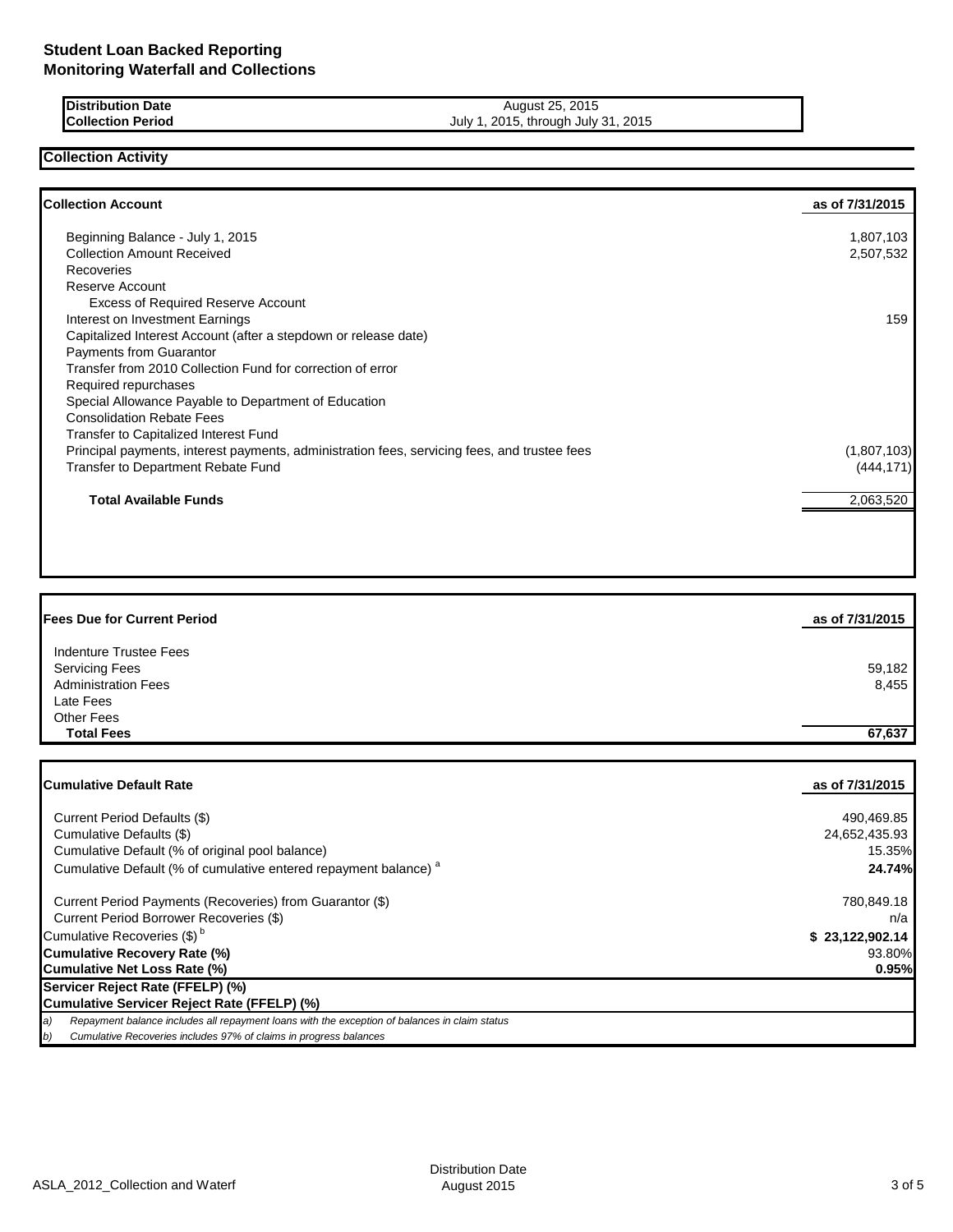# Student Loan Backed Reporting
## Monitoring Waterfall and Collections

| | |
|---|---|
| **Distribution Date** | August 25, 2015 |
| **Collection Period** | July 1, 2015, through July 31, 2015 |

## Collection Activity

| **Collection Account** | **as of 7/31/2015** |
|---|---|
| Beginning Balance - July 1, 2015 | 1,807,103 |
| Collection Amount Received | 2,507,532 |
| Recoveries | |
| Reserve Account | |
| Excess of Required Reserve Account | |
| Interest on Investment Earnings | 159 |
| Capitalized Interest Account (after a stepdown or release date) | |
| Payments from Guarantor | |
| Transfer from 2010 Collection Fund for correction of error | |
| Required repurchases | |
| Special Allowance Payable to Department of Education | |
| Consolidation Rebate Fees | |
| Transfer to Capitalized Interest Fund | |
| Principal payments, interest payments, administration fees, servicing fees, and trustee fees | (1,807,103) |
| Transfer to Department Rebate Fund | (444,171) |
| **Total Available Funds** | 2,063,520 |

| **Fees Due for Current Period** | **as of 7/31/2015** |
|---|---|
| Indenture Trustee Fees | |
| Servicing Fees | 59,182 |
| Administration Fees | 8,455 |
| Late Fees | |
| Other Fees | |
| **Total Fees** | **67,637** |

| **Cumulative Default Rate** | **as of 7/31/2015** |
|---|---|
| Current Period Defaults ($) | 490,469.85 |
| Cumulative Defaults ($) | 24,652,435.93 |
| Cumulative Default (% of original pool balance) | 15.35% |
| Cumulative Default (% of cumulative entered repayment balance) [a] | **24.74%** |
| Current Period Payments (Recoveries) from Guarantor ($) | 780,849.18 |
| Current Period Borrower Recoveries ($) | n/a |
| Cumulative Recoveries ($) [b] | **$ 23,122,902.14** |
| **Cumulative Recovery Rate (%)** | 93.80% |
| **Cumulative Net Loss Rate (%)** | **0.95%** |
| **Servicer Reject Rate (FFELP) (%)** | |
| **Cumulative Servicer Reject Rate (FFELP) (%)** | |

*a) Repayment balance includes all repayment loans with the exception of balances in claim status*

*b) Cumulative Recoveries includes 97% of claims in progress balances*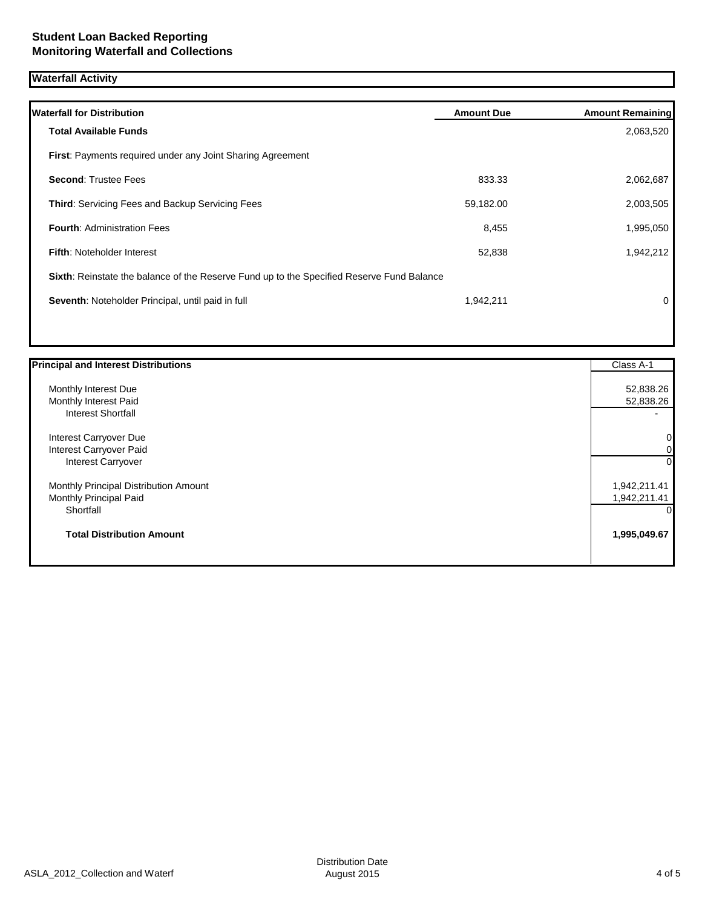# Student Loan Backed Reporting
## Monitoring Waterfall and Collections

### Waterfall Activity

| Waterfall for Distribution | Amount Due | Amount Remaining |
|---|---|---|
| **Total Available Funds** | | 2,063,520 |
| **First**: Payments required under any Joint Sharing Agreement | | |
| **Second**: Trustee Fees | 833.33 | 2,062,687 |
| **Third**: Servicing Fees and Backup Servicing Fees | 59,182.00 | 2,003,505 |
| **Fourth**: Administration Fees | 8,455 | 1,995,050 |
| **Fifth**: Noteholder Interest | 52,838 | 1,942,212 |
| **Sixth**: Reinstate the balance of the Reserve Fund up to the Specified Reserve Fund Balance | | |
| **Seventh**: Noteholder Principal, until paid in full | 1,942,211 | 0 |

| Principal and Interest Distributions | Class A-1 |
|---|---|
| Monthly Interest Due | 52,838.26 |
| Monthly Interest Paid | 52,838.26 |
| Interest Shortfall | - |
| Interest Carryover Due | 0 |
| Interest Carryover Paid | 0 |
| Interest Carryover | 0 |
| Monthly Principal Distribution Amount | 1,942,211.41 |
| Monthly Principal Paid | 1,942,211.41 |
| Shortfall | 0 |
| **Total Distribution Amount** | **1,995,049.67** |

ASLA_2012_Collection and Waterf

Distribution Date August 2015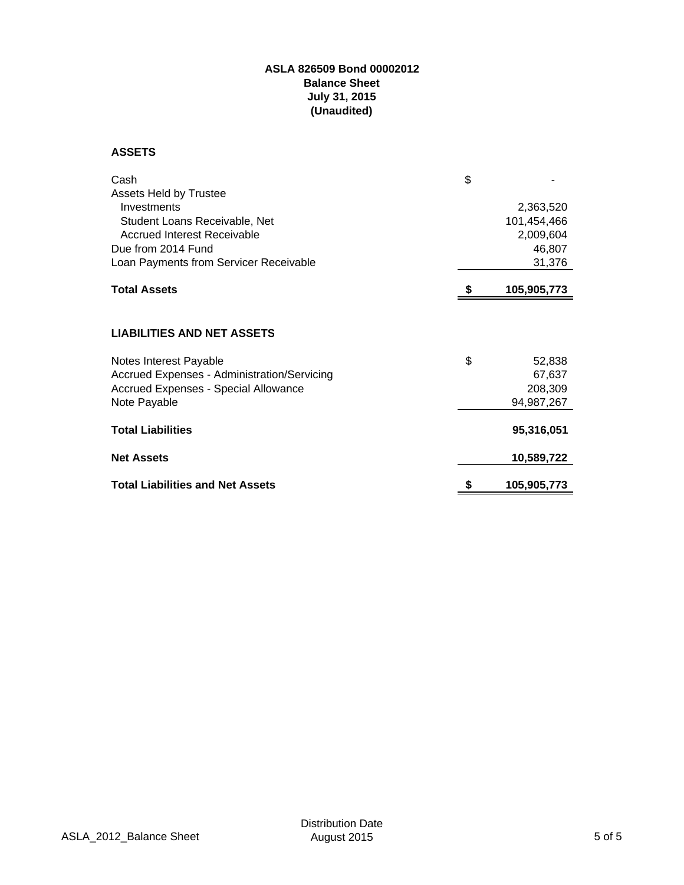**ASLA 826509 Bond 00002012**
**Balance Sheet**
**July 31, 2015**
**(Unaudited)**

**ASSETS**

| | | |
|---|---|---|
| Cash | $ | - |
| Assets Held by Trustee | | |
| Investments | | 2,363,520 |
| Student Loans Receivable, Net | | 101,454,466 |
| Accrued Interest Receivable | | 2,009,604 |
| Due from 2014 Fund | | 46,807 |
| Loan Payments from Servicer Receivable | | 31,376 |
| **Total Assets** | **$** | **105,905,773** |

**LIABILITIES AND NET ASSETS**

| | | |
|---|---|---|
| Notes Interest Payable | $ | 52,838 |
| Accrued Expenses - Administration/Servicing | | 67,637 |
| Accrued Expenses - Special Allowance | | 208,309 |
| Note Payable | | 94,987,267 |
| **Total Liabilities** | | **95,316,051** |
| **Net Assets** | | **10,589,722** |
| **Total Liabilities and Net Assets** | **$** | **105,905,773** |

ASLA_2012_Balance Sheet

Distribution Date
August 2015